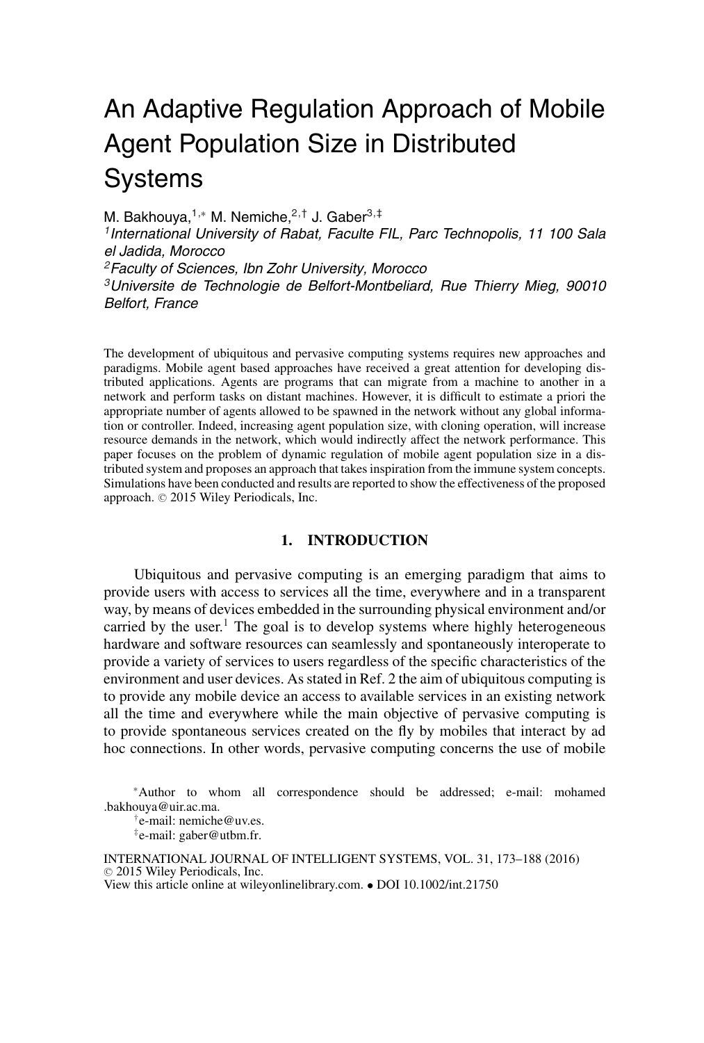# An Adaptive Regulation Approach of Mobile Agent Population Size in Distributed Systems

M. Bakhouya,[1,*] M. Nemiche,[2,†] J. Gaber[3,‡]

[1] *International University of Rabat, Faculte FIL, Parc Technopolis, 11 100 Sala el Jadida, Morocco*

[2] *Faculty of Sciences, Ibn Zohr University, Morocco*

[3] *Universite de Technologie de Belfort-Montbeliard, Rue Thierry Mieg, 90010 Belfort, France*

The development of ubiquitous and pervasive computing systems requires new approaches and paradigms. Mobile agent based approaches have received a great attention for developing distributed applications. Agents are programs that can migrate from a machine to another in a network and perform tasks on distant machines. However, it is difficult to estimate a priori the appropriate number of agents allowed to be spawned in the network without any global information or controller. Indeed, increasing agent population size, with cloning operation, will increase resource demands in the network, which would indirectly affect the network performance. This paper focuses on the problem of dynamic regulation of mobile agent population size in a distributed system and proposes an approach that takes inspiration from the immune system concepts. Simulations have been conducted and results are reported to show the effectiveness of the proposed approach. © 2015 Wiley Periodicals, Inc.

## 1. INTRODUCTION

Ubiquitous and pervasive computing is an emerging paradigm that aims to provide users with access to services all the time, everywhere and in a transparent way, by means of devices embedded in the surrounding physical environment and/or carried by the user.[1] The goal is to develop systems where highly heterogeneous hardware and software resources can seamlessly and spontaneously interoperate to provide a variety of services to users regardless of the specific characteristics of the environment and user devices. As stated in Ref. 2 the aim of ubiquitous computing is to provide any mobile device an access to available services in an existing network all the time and everywhere while the main objective of pervasive computing is to provide spontaneous services created on the fly by mobiles that interact by ad hoc connections. In other words, pervasive computing concerns the use of mobile

*Author to whom all correspondence should be addressed; e-mail: mohamed.bakhouya@uir.ac.ma.

†e-mail: nemiche@uv.es.

‡e-mail: gaber@utbm.fr.

INTERNATIONAL JOURNAL OF INTELLIGENT SYSTEMS, VOL. 31, 173–188 (2016)
© 2015 Wiley Periodicals, Inc.
View this article online at wileyonlinelibrary.com. • DOI 10.1002/int.21750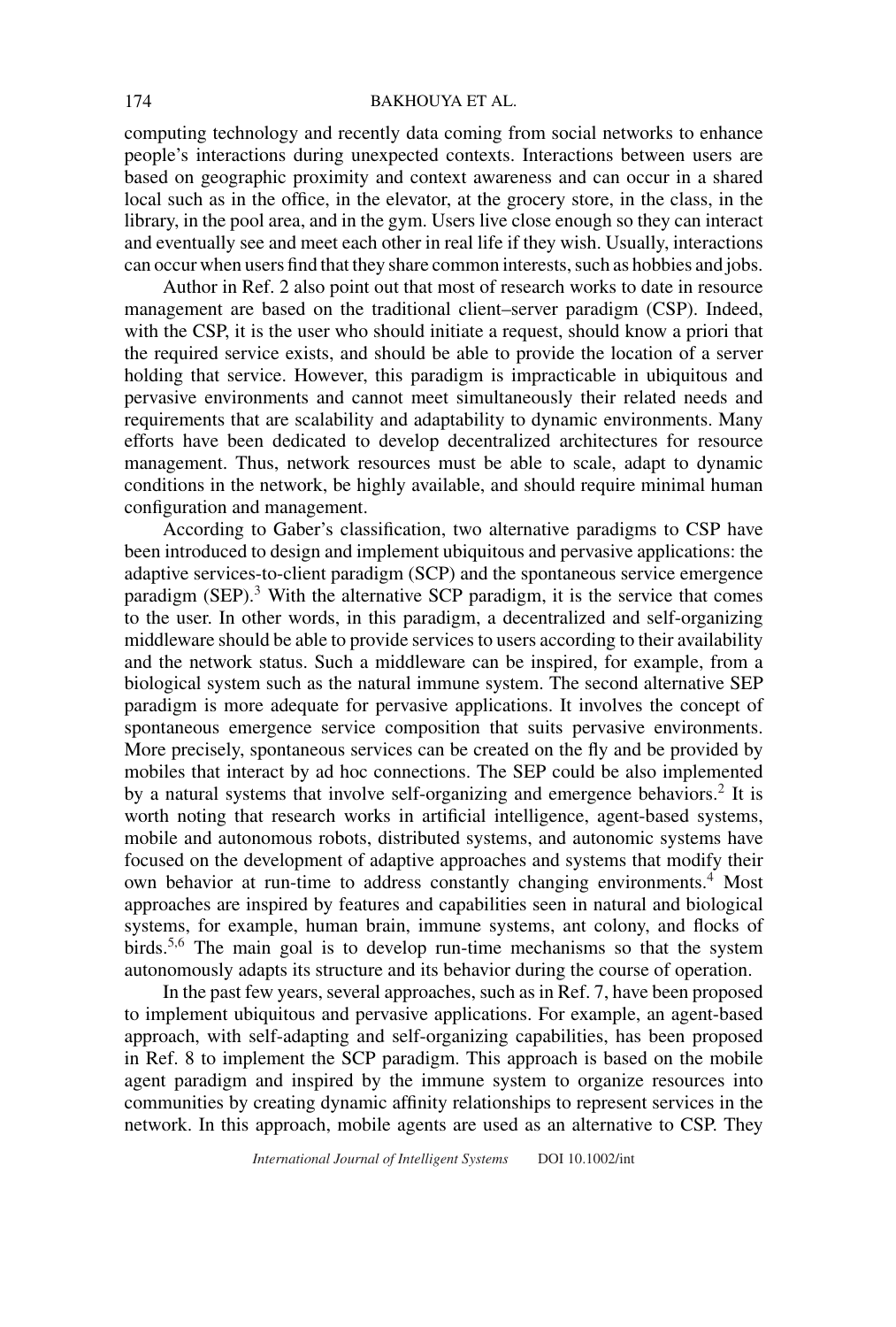computing technology and recently data coming from social networks to enhance people's interactions during unexpected contexts. Interactions between users are based on geographic proximity and context awareness and can occur in a shared local such as in the office, in the elevator, at the grocery store, in the class, in the library, in the pool area, and in the gym. Users live close enough so they can interact and eventually see and meet each other in real life if they wish. Usually, interactions can occur when users find that they share common interests, such as hobbies and jobs.

Author in Ref. 2 also point out that most of research works to date in resource management are based on the traditional client–server paradigm (CSP). Indeed, with the CSP, it is the user who should initiate a request, should know a priori that the required service exists, and should be able to provide the location of a server holding that service. However, this paradigm is impracticable in ubiquitous and pervasive environments and cannot meet simultaneously their related needs and requirements that are scalability and adaptability to dynamic environments. Many efforts have been dedicated to develop decentralized architectures for resource management. Thus, network resources must be able to scale, adapt to dynamic conditions in the network, be highly available, and should require minimal human configuration and management.

According to Gaber's classification, two alternative paradigms to CSP have been introduced to design and implement ubiquitous and pervasive applications: the adaptive services-to-client paradigm (SCP) and the spontaneous service emergence paradigm (SEP).[3] With the alternative SCP paradigm, it is the service that comes to the user. In other words, in this paradigm, a decentralized and self-organizing middleware should be able to provide services to users according to their availability and the network status. Such a middleware can be inspired, for example, from a biological system such as the natural immune system. The second alternative SEP paradigm is more adequate for pervasive applications. It involves the concept of spontaneous emergence service composition that suits pervasive environments. More precisely, spontaneous services can be created on the fly and be provided by mobiles that interact by ad hoc connections. The SEP could be also implemented by a natural systems that involve self-organizing and emergence behaviors.[2] It is worth noting that research works in artificial intelligence, agent-based systems, mobile and autonomous robots, distributed systems, and autonomic systems have focused on the development of adaptive approaches and systems that modify their own behavior at run-time to address constantly changing environments.[4] Most approaches are inspired by features and capabilities seen in natural and biological systems, for example, human brain, immune systems, ant colony, and flocks of birds.[5,6] The main goal is to develop run-time mechanisms so that the system autonomously adapts its structure and its behavior during the course of operation.

In the past few years, several approaches, such as in Ref. 7, have been proposed to implement ubiquitous and pervasive applications. For example, an agent-based approach, with self-adapting and self-organizing capabilities, has been proposed in Ref. 8 to implement the SCP paradigm. This approach is based on the mobile agent paradigm and inspired by the immune system to organize resources into communities by creating dynamic affinity relationships to represent services in the network. In this approach, mobile agents are used as an alternative to CSP. They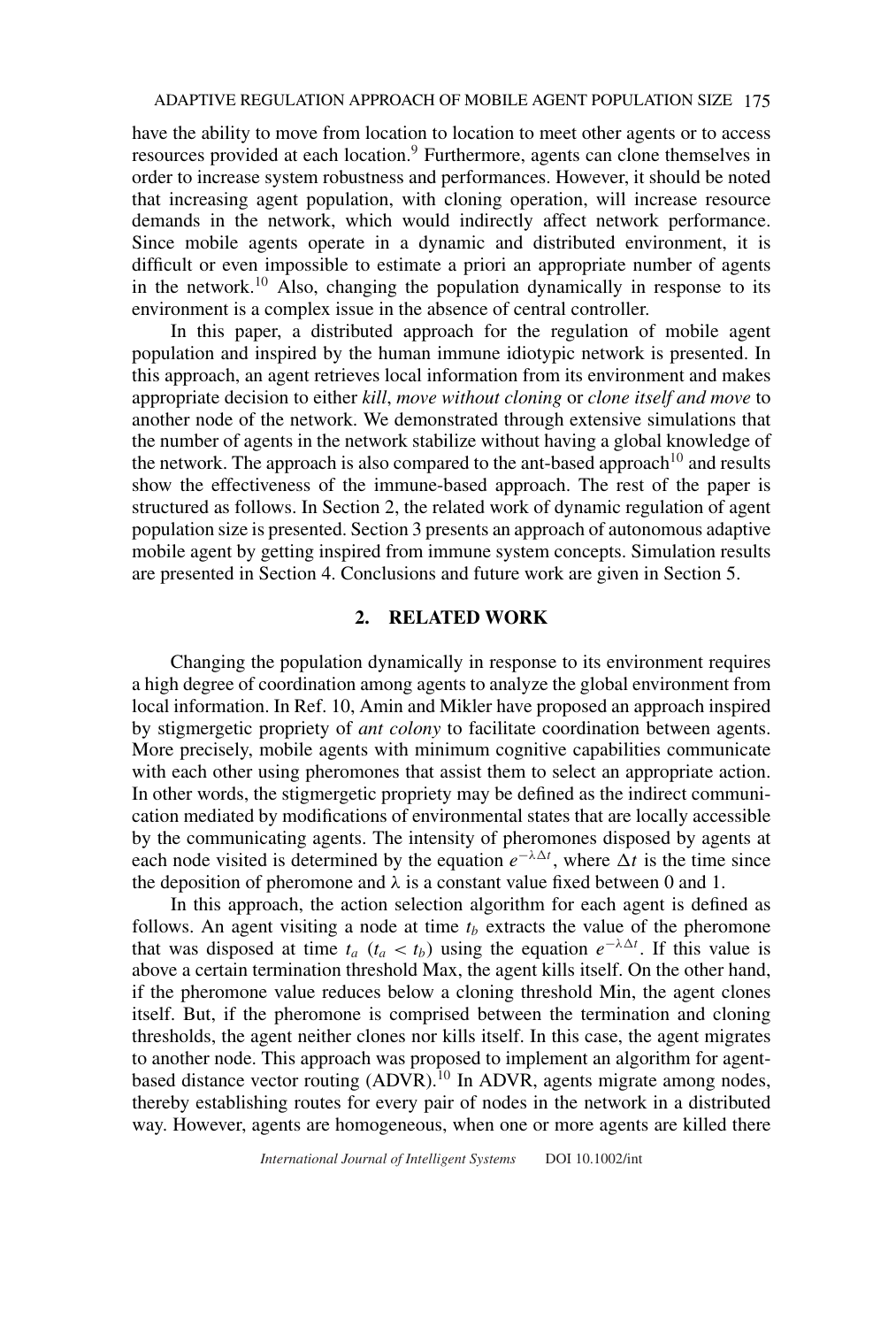have the ability to move from location to location to meet other agents or to access resources provided at each location.[9] Furthermore, agents can clone themselves in order to increase system robustness and performances. However, it should be noted that increasing agent population, with cloning operation, will increase resource demands in the network, which would indirectly affect network performance. Since mobile agents operate in a dynamic and distributed environment, it is difficult or even impossible to estimate a priori an appropriate number of agents in the network.[10] Also, changing the population dynamically in response to its environment is a complex issue in the absence of central controller.

In this paper, a distributed approach for the regulation of mobile agent population and inspired by the human immune idiotypic network is presented. In this approach, an agent retrieves local information from its environment and makes appropriate decision to either *kill*, *move without cloning* or *clone itself and move* to another node of the network. We demonstrated through extensive simulations that the number of agents in the network stabilize without having a global knowledge of the network. The approach is also compared to the ant-based approach[10] and results show the effectiveness of the immune-based approach. The rest of the paper is structured as follows. In Section 2, the related work of dynamic regulation of agent population size is presented. Section 3 presents an approach of autonomous adaptive mobile agent by getting inspired from immune system concepts. Simulation results are presented in Section 4. Conclusions and future work are given in Section 5.

## 2. RELATED WORK

Changing the population dynamically in response to its environment requires a high degree of coordination among agents to analyze the global environment from local information. In Ref. 10, Amin and Mikler have proposed an approach inspired by stigmergetic propriety of *ant colony* to facilitate coordination between agents. More precisely, mobile agents with minimum cognitive capabilities communicate with each other using pheromones that assist them to select an appropriate action. In other words, the stigmergetic propriety may be defined as the indirect communication mediated by modifications of environmental states that are locally accessible by the communicating agents. The intensity of pheromones disposed by agents at each node visited is determined by the equation $e^{-\lambda \Delta t}$, where $\Delta t$ is the time since the deposition of pheromone and $\lambda$ is a constant value fixed between 0 and 1.

In this approach, the action selection algorithm for each agent is defined as follows. An agent visiting a node at time $t_b$ extracts the value of the pheromone that was disposed at time $t_a$ ($t_a < t_b$) using the equation $e^{-\lambda \Delta t}$. If this value is above a certain termination threshold Max, the agent kills itself. On the other hand, if the pheromone value reduces below a cloning threshold Min, the agent clones itself. But, if the pheromone is comprised between the termination and cloning thresholds, the agent neither clones nor kills itself. In this case, the agent migrates to another node. This approach was proposed to implement an algorithm for agent-based distance vector routing (ADVR).[10] In ADVR, agents migrate among nodes, thereby establishing routes for every pair of nodes in the network in a distributed way. However, agents are homogeneous, when one or more agents are killed there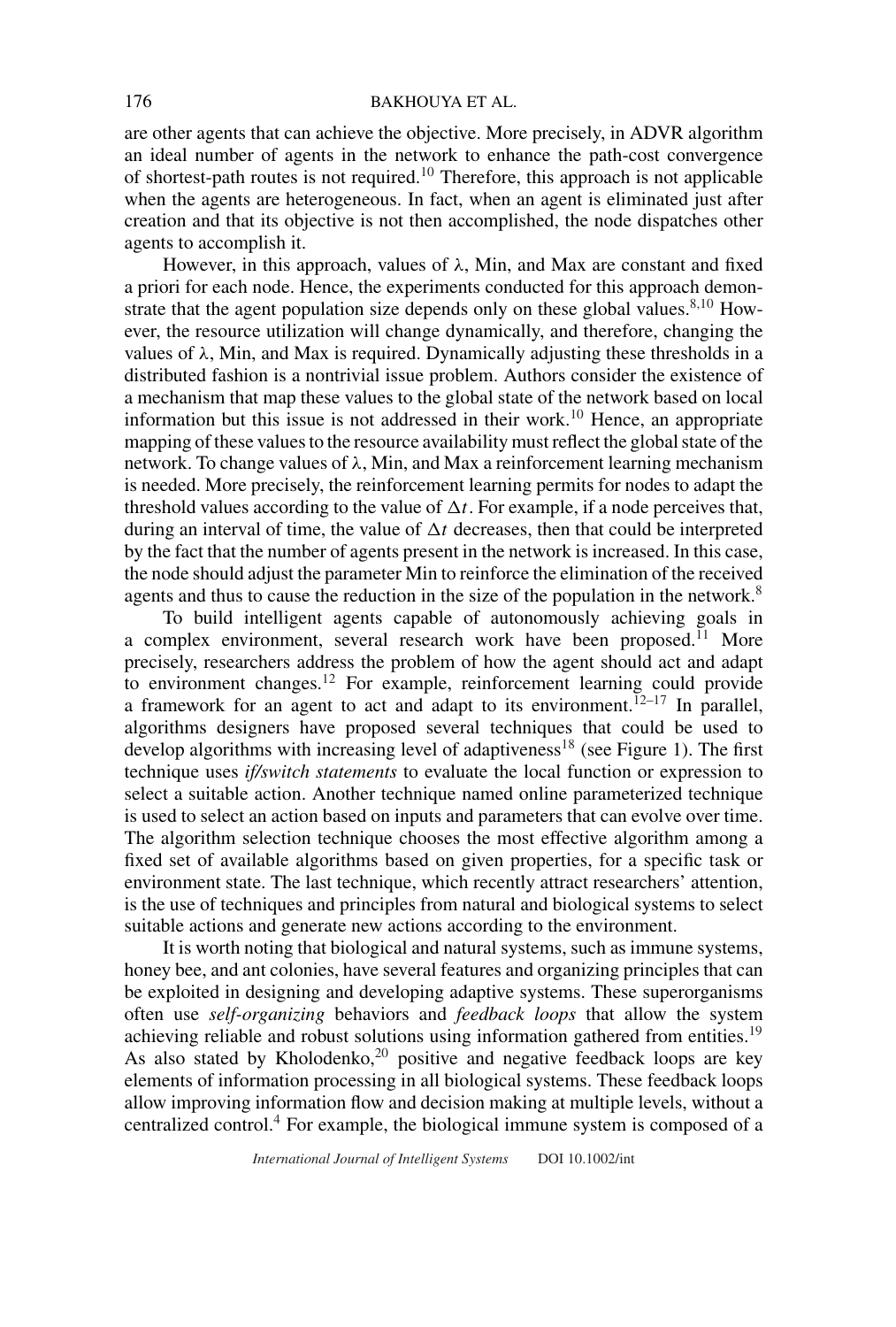are other agents that can achieve the objective. More precisely, in ADVR algorithm an ideal number of agents in the network to enhance the path-cost convergence of shortest-path routes is not required.[10] Therefore, this approach is not applicable when the agents are heterogeneous. In fact, when an agent is eliminated just after creation and that its objective is not then accomplished, the node dispatches other agents to accomplish it.

However, in this approach, values of $\lambda$, Min, and Max are constant and fixed a priori for each node. Hence, the experiments conducted for this approach demonstrate that the agent population size depends only on these global values.[8,10] However, the resource utilization will change dynamically, and therefore, changing the values of $\lambda$, Min, and Max is required. Dynamically adjusting these thresholds in a distributed fashion is a nontrivial issue problem. Authors consider the existence of a mechanism that map these values to the global state of the network based on local information but this issue is not addressed in their work.[10] Hence, an appropriate mapping of these values to the resource availability must reflect the global state of the network. To change values of $\lambda$, Min, and Max a reinforcement learning mechanism is needed. More precisely, the reinforcement learning permits for nodes to adapt the threshold values according to the value of $\Delta t$. For example, if a node perceives that, during an interval of time, the value of $\Delta t$ decreases, then that could be interpreted by the fact that the number of agents present in the network is increased. In this case, the node should adjust the parameter Min to reinforce the elimination of the received agents and thus to cause the reduction in the size of the population in the network.[8]

To build intelligent agents capable of autonomously achieving goals in a complex environment, several research work have been proposed.[11] More precisely, researchers address the problem of how the agent should act and adapt to environment changes.[12] For example, reinforcement learning could provide a framework for an agent to act and adapt to its environment.[12–17] In parallel, algorithms designers have proposed several techniques that could be used to develop algorithms with increasing level of adaptiveness[18] (see Figure 1). The first technique uses *if/switch statements* to evaluate the local function or expression to select a suitable action. Another technique named online parameterized technique is used to select an action based on inputs and parameters that can evolve over time. The algorithm selection technique chooses the most effective algorithm among a fixed set of available algorithms based on given properties, for a specific task or environment state. The last technique, which recently attract researchers' attention, is the use of techniques and principles from natural and biological systems to select suitable actions and generate new actions according to the environment.

It is worth noting that biological and natural systems, such as immune systems, honey bee, and ant colonies, have several features and organizing principles that can be exploited in designing and developing adaptive systems. These superorganisms often use *self-organizing* behaviors and *feedback loops* that allow the system achieving reliable and robust solutions using information gathered from entities.[19] As also stated by Kholodenko,[20] positive and negative feedback loops are key elements of information processing in all biological systems. These feedback loops allow improving information flow and decision making at multiple levels, without a centralized control.[4] For example, the biological immune system is composed of a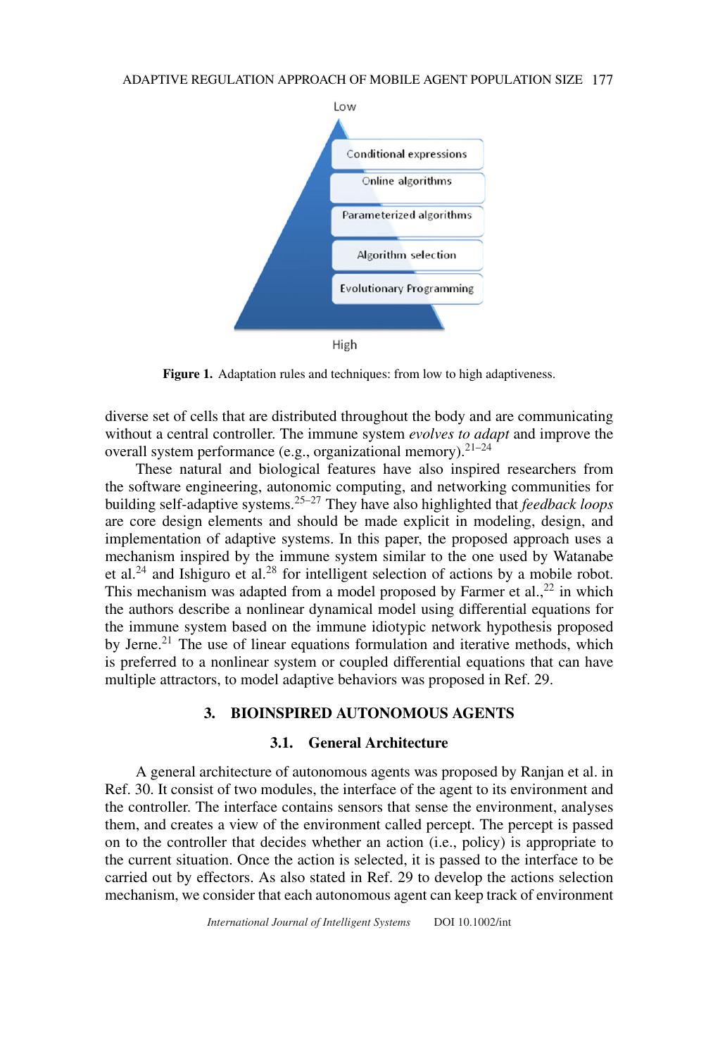Low

Conditional expressions

Online algorithms

Parameterized algorithms

Algorithm selection

Evolutionary Programming

High

**Figure 1.** Adaptation rules and techniques: from low to high adaptiveness.

diverse set of cells that are distributed throughout the body and are communicating without a central controller. The immune system *evolves to adapt* and improve the overall system performance (e.g., organizational memory).[21–24]

These natural and biological features have also inspired researchers from the software engineering, autonomic computing, and networking communities for building self-adaptive systems.[25–27] They have also highlighted that *feedback loops* are core design elements and should be made explicit in modeling, design, and implementation of adaptive systems. In this paper, the proposed approach uses a mechanism inspired by the immune system similar to the one used by Watanabe et al.[24] and Ishiguro et al.[28] for intelligent selection of actions by a mobile robot. This mechanism was adapted from a model proposed by Farmer et al.,[22] in which the authors describe a nonlinear dynamical model using differential equations for the immune system based on the immune idiotypic network hypothesis proposed by Jerne.[21] The use of linear equations formulation and iterative methods, which is preferred to a nonlinear system or coupled differential equations that can have multiple attractors, to model adaptive behaviors was proposed in Ref. 29.

## 3. BIOINSPIRED AUTONOMOUS AGENTS

### 3.1. General Architecture

A general architecture of autonomous agents was proposed by Ranjan et al. in Ref. 30. It consist of two modules, the interface of the agent to its environment and the controller. The interface contains sensors that sense the environment, analyses them, and creates a view of the environment called percept. The percept is passed on to the controller that decides whether an action (i.e., policy) is appropriate to the current situation. Once the action is selected, it is passed to the interface to be carried out by effectors. As also stated in Ref. 29 to develop the actions selection mechanism, we consider that each autonomous agent can keep track of environment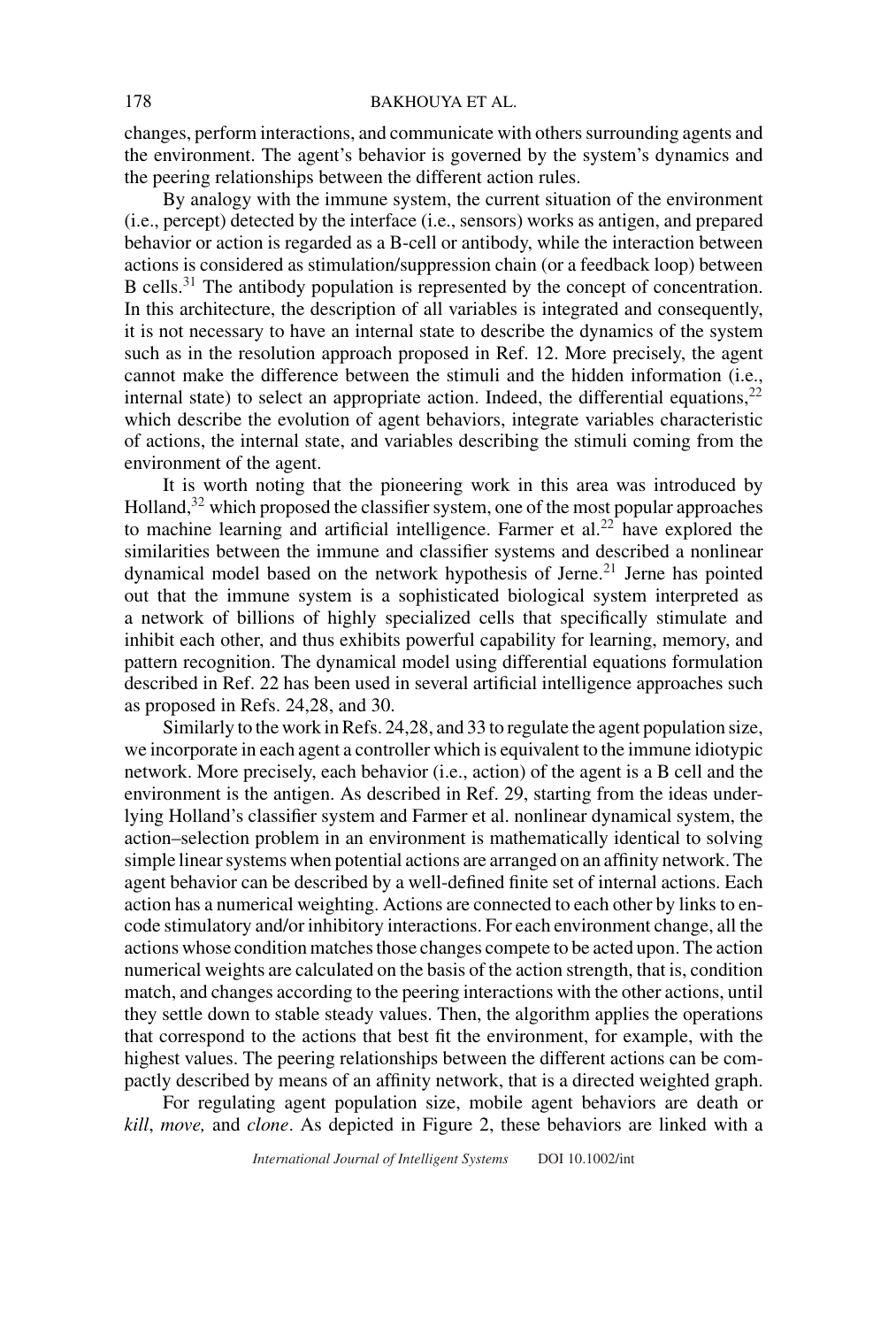changes, perform interactions, and communicate with others surrounding agents and the environment. The agent's behavior is governed by the system's dynamics and the peering relationships between the different action rules.

By analogy with the immune system, the current situation of the environment (i.e., percept) detected by the interface (i.e., sensors) works as antigen, and prepared behavior or action is regarded as a B-cell or antibody, while the interaction between actions is considered as stimulation/suppression chain (or a feedback loop) between B cells.[31] The antibody population is represented by the concept of concentration. In this architecture, the description of all variables is integrated and consequently, it is not necessary to have an internal state to describe the dynamics of the system such as in the resolution approach proposed in Ref. 12. More precisely, the agent cannot make the difference between the stimuli and the hidden information (i.e., internal state) to select an appropriate action. Indeed, the differential equations,[22] which describe the evolution of agent behaviors, integrate variables characteristic of actions, the internal state, and variables describing the stimuli coming from the environment of the agent.

It is worth noting that the pioneering work in this area was introduced by Holland,[32] which proposed the classifier system, one of the most popular approaches to machine learning and artificial intelligence. Farmer et al.[22] have explored the similarities between the immune and classifier systems and described a nonlinear dynamical model based on the network hypothesis of Jerne.[21] Jerne has pointed out that the immune system is a sophisticated biological system interpreted as a network of billions of highly specialized cells that specifically stimulate and inhibit each other, and thus exhibits powerful capability for learning, memory, and pattern recognition. The dynamical model using differential equations formulation described in Ref. 22 has been used in several artificial intelligence approaches such as proposed in Refs. 24,28, and 30.

Similarly to the work in Refs. 24,28, and 33 to regulate the agent population size, we incorporate in each agent a controller which is equivalent to the immune idiotypic network. More precisely, each behavior (i.e., action) of the agent is a B cell and the environment is the antigen. As described in Ref. 29, starting from the ideas underlying Holland's classifier system and Farmer et al. nonlinear dynamical system, the action–selection problem in an environment is mathematically identical to solving simple linear systems when potential actions are arranged on an affinity network. The agent behavior can be described by a well-defined finite set of internal actions. Each action has a numerical weighting. Actions are connected to each other by links to encode stimulatory and/or inhibitory interactions. For each environment change, all the actions whose condition matches those changes compete to be acted upon. The action numerical weights are calculated on the basis of the action strength, that is, condition match, and changes according to the peering interactions with the other actions, until they settle down to stable steady values. Then, the algorithm applies the operations that correspond to the actions that best fit the environment, for example, with the highest values. The peering relationships between the different actions can be compactly described by means of an affinity network, that is a directed weighted graph.

For regulating agent population size, mobile agent behaviors are death or *kill*, *move,* and *clone*. As depicted in Figure 2, these behaviors are linked with a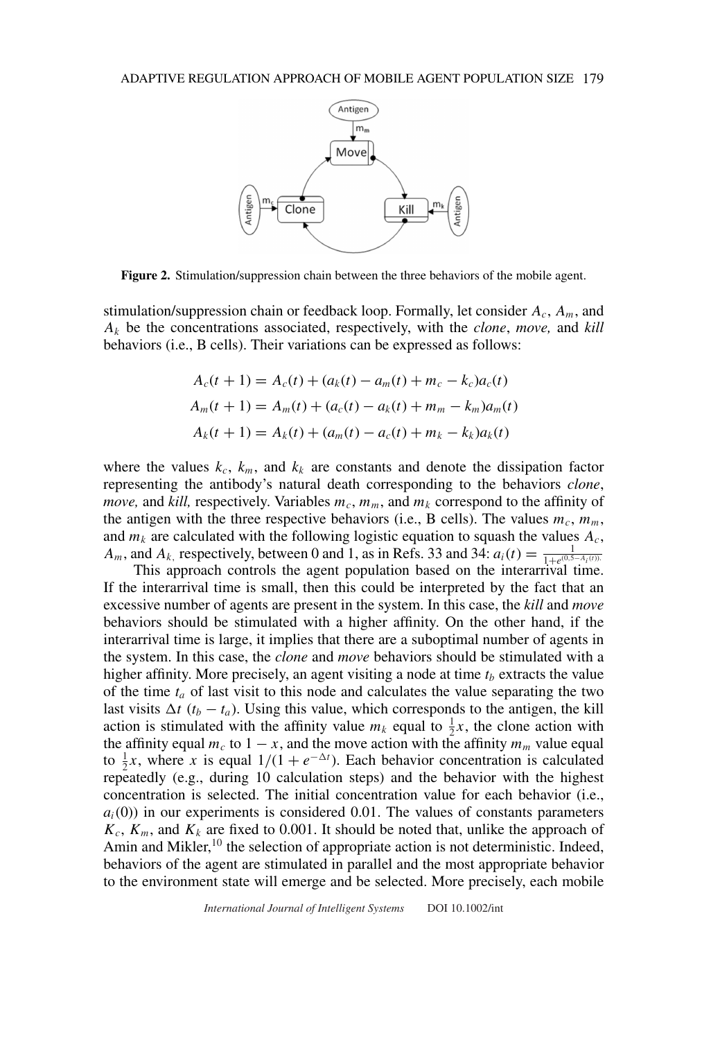**Figure 2.** Stimulation/suppression chain between the three behaviors of the mobile agent.

stimulation/suppression chain or feedback loop. Formally, let consider $A_c$, $A_m$, and $A_k$ be the concentrations associated, respectively, with the *clone*, *move,* and *kill* behaviors (i.e., B cells). Their variations can be expressed as follows:

$$A_c(t+1) = A_c(t) + (a_k(t) - a_m(t) + m_c - k_c)a_c(t)$$
$$A_m(t+1) = A_m(t) + (a_c(t) - a_k(t) + m_m - k_m)a_m(t)$$
$$A_k(t+1) = A_k(t) + (a_m(t) - a_c(t) + m_k - k_k)a_k(t)$$

where the values $k_c$, $k_m$, and $k_k$ are constants and denote the dissipation factor representing the antibody's natural death corresponding to the behaviors *clone*, *move,* and *kill,* respectively. Variables $m_c$, $m_m$, and $m_k$ correspond to the affinity of the antigen with the three respective behaviors (i.e., B cells). The values $m_c$, $m_m$, and $m_k$ are calculated with the following logistic equation to squash the values $A_c$, $A_m$, and $A_k$, respectively, between 0 and 1, as in Refs. 33 and 34: $a_i(t) = \frac{1}{1+e^{(0.5-A_i(t))}}$.

This approach controls the agent population based on the interarrival time. If the interarrival time is small, then this could be interpreted by the fact that an excessive number of agents are present in the system. In this case, the *kill* and *move* behaviors should be stimulated with a higher affinity. On the other hand, if the interarrival time is large, it implies that there are a suboptimal number of agents in the system. In this case, the *clone* and *move* behaviors should be stimulated with a higher affinity. More precisely, an agent visiting a node at time $t_b$ extracts the value of the time $t_a$ of last visit to this node and calculates the value separating the two last visits $\Delta t$ ($t_b - t_a$). Using this value, which corresponds to the antigen, the kill action is stimulated with the affinity value $m_k$ equal to $\frac{1}{2}x$, the clone action with the affinity equal $m_c$ to $1 - x$, and the move action with the affinity $m_m$ value equal to $\frac{1}{2}x$, where $x$ is equal $1/(1 + e^{-\Delta t})$. Each behavior concentration is calculated repeatedly (e.g., during 10 calculation steps) and the behavior with the highest concentration is selected. The initial concentration value for each behavior (i.e., $a_i(0)$) in our experiments is considered 0.01. The values of constants parameters $K_c$, $K_m$, and $K_k$ are fixed to 0.001. It should be noted that, unlike the approach of Amin and Mikler,[10] the selection of appropriate action is not deterministic. Indeed, behaviors of the agent are stimulated in parallel and the most appropriate behavior to the environment state will emerge and be selected. More precisely, each mobile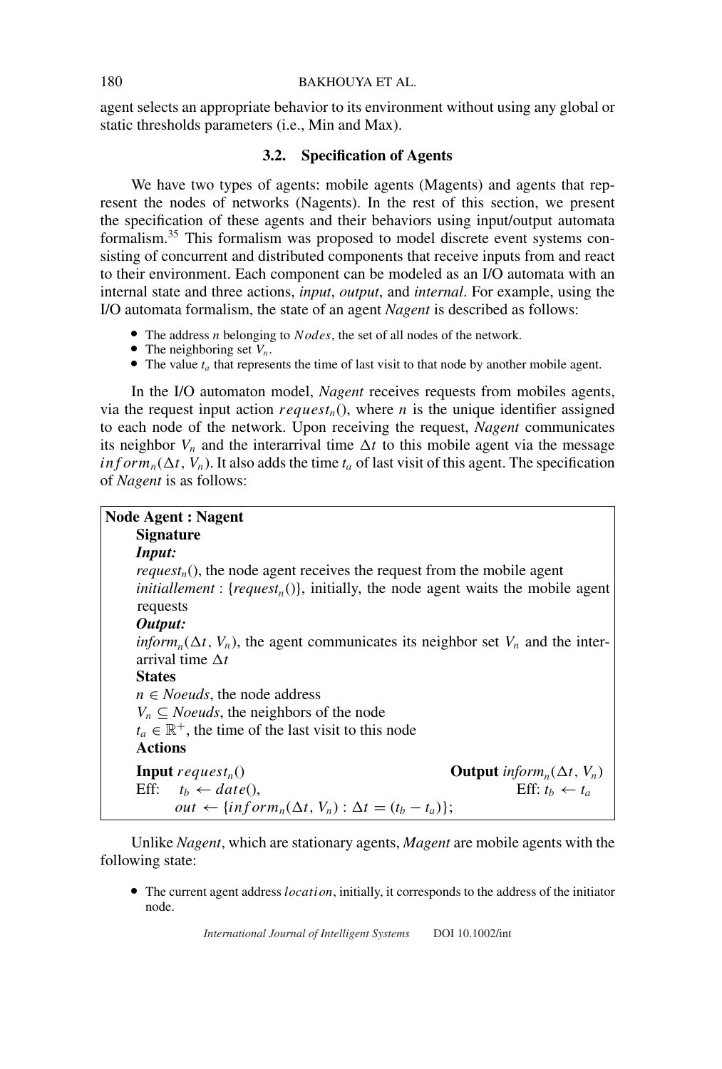agent selects an appropriate behavior to its environment without using any global or static thresholds parameters (i.e., Min and Max).

### 3.2. Specification of Agents

We have two types of agents: mobile agents (Magents) and agents that represent the nodes of networks (Nagents). In the rest of this section, we present the specification of these agents and their behaviors using input/output automata formalism.[35] This formalism was proposed to model discrete event systems consisting of concurrent and distributed components that receive inputs from and react to their environment. Each component can be modeled as an I/O automata with an internal state and three actions, *input*, *output*, and *internal*. For example, using the I/O automata formalism, the state of an agent *Nagent* is described as follows:

- The address $n$ belonging to $Nodes$, the set of all nodes of the network.
- The neighboring set $V_n$.
- The value $t_a$ that represents the time of last visit to that node by another mobile agent.

In the I/O automaton model, *Nagent* receives requests from mobiles agents, via the request input action $request_n()$, where $n$ is the unique identifier assigned to each node of the network. Upon receiving the request, *Nagent* communicates its neighbor $V_n$ and the interarrival time $\Delta t$ to this mobile agent via the message $inform_n(\Delta t, V_n)$. It also adds the time $t_a$ of last visit of this agent. The specification of *Nagent* is as follows:

**Node Agent : Nagent**

**Signature**

***Input:***

$request_n()$, the node agent receives the request from the mobile agent

*initiallement* : $\{request_n()\}$, initially, the node agent waits the mobile agent requests

***Output:***

$inform_n(\Delta t, V_n)$, the agent communicates its neighbor set $V_n$ and the interarrival time $\Delta t$

**States**

$n \in Noeuds$, the node address

$V_n \subseteq Noeuds$, the neighbors of the node

$t_a \in \mathbb{R}^+$, the time of the last visit to this node

**Actions**

**Input** $request_n()$
Eff: $t_b \leftarrow date()$,
$out \leftarrow \{inform_n(\Delta t, V_n) : \Delta t = (t_b - t_a)\}$;

**Output** $inform_n(\Delta t, V_n)$
Eff: $t_b \leftarrow t_a$

Unlike *Nagent*, which are stationary agents, *Magent* are mobile agents with the following state:

- The current agent address $location$, initially, it corresponds to the address of the initiator node.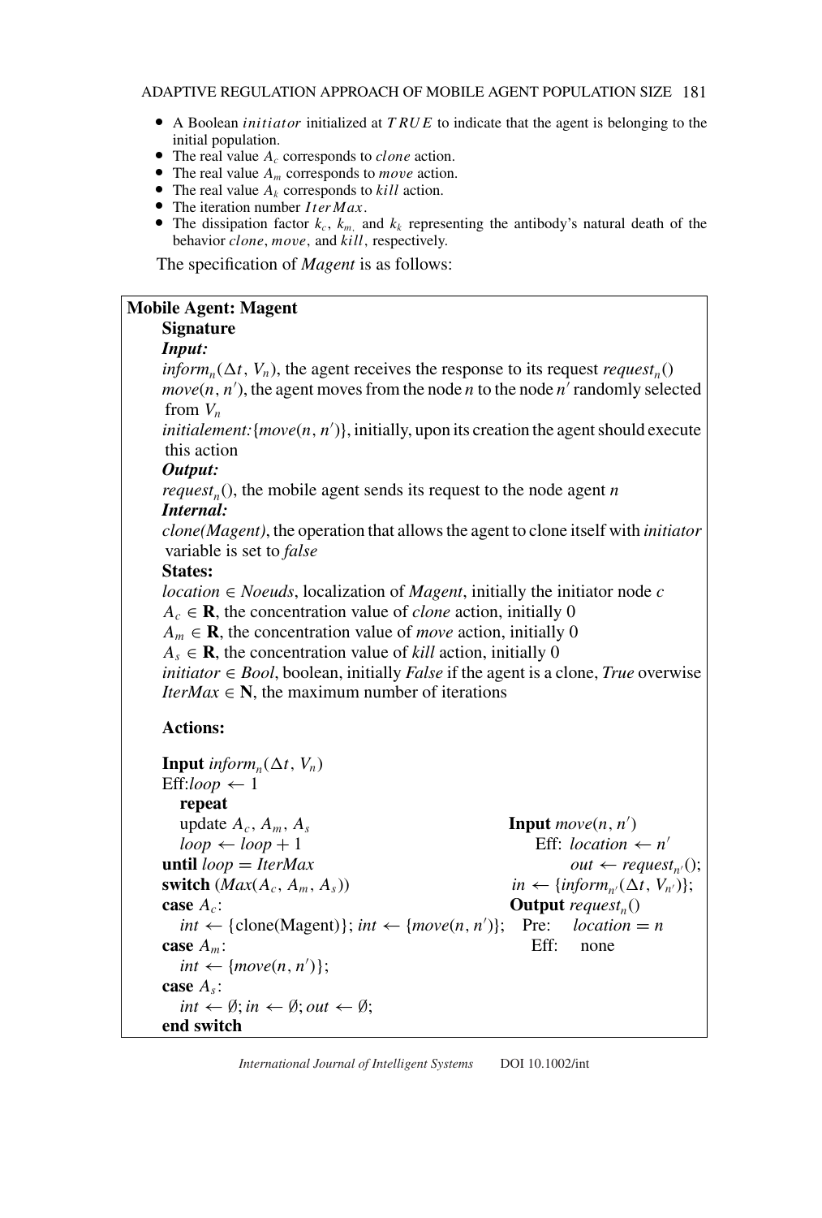- A Boolean *initiator* initialized at *TRUE* to indicate that the agent is belonging to the initial population.
- The real value $A_c$ corresponds to *clone* action.
- The real value $A_m$ corresponds to *move* action.
- The real value $A_k$ corresponds to *kill* action.
- The iteration number *IterMax*.
- The dissipation factor $k_c$, $k_{m,}$ and $k_k$ representing the antibody's natural death of the behavior *clone*, *move*, and *kill*, respectively.

The specification of *Magent* is as follows:

**Mobile Agent: Magent**

**Signature**

***Input:***

$inform_n(\Delta t, V_n)$, the agent receives the response to its request $request_n()$

$move(n, n')$, the agent moves from the node $n$ to the node $n'$ randomly selected from $V_n$

*initialement:*$\{move(n, n')\}$, initially, upon its creation the agent should execute this action

***Output:***

$request_n()$, the mobile agent sends its request to the node agent $n$

***Internal:***

*clone(Magent)*, the operation that allows the agent to clone itself with *initiator* variable is set to *false*

**States:**

*location* $\in$ *Noeuds*, localization of *Magent*, initially the initiator node $c$

$A_c \in \mathbf{R}$, the concentration value of *clone* action, initially 0

$A_m \in \mathbf{R}$, the concentration value of *move* action, initially 0

$A_s \in \mathbf{R}$, the concentration value of *kill* action, initially 0

*initiator* $\in$ *Bool*, boolean, initially *False* if the agent is a clone, *True* overwise

*IterMax* $\in \mathbf{N}$, the maximum number of iterations

**Actions:**

**Input** $inform_n(\Delta t, V_n)$
Eff: $loop \leftarrow 1$
&nbsp;&nbsp;&nbsp;&nbsp;**repeat**
&nbsp;&nbsp;&nbsp;&nbsp;update $A_c$, $A_m$, $A_s$
&nbsp;&nbsp;&nbsp;&nbsp;$loop \leftarrow loop + 1$
**until** $loop = IterMax$
**switch** $(Max(A_c, A_m, A_s))$
**case** $A_c$:
&nbsp;&nbsp;&nbsp;&nbsp;$int \leftarrow$ {clone(Magent)}; $int \leftarrow \{move(n, n')\}$;
**case** $A_m$:
&nbsp;&nbsp;&nbsp;&nbsp;$int \leftarrow \{move(n, n')\}$;
**case** $A_s$:
&nbsp;&nbsp;&nbsp;&nbsp;$int \leftarrow \emptyset; in \leftarrow \emptyset; out \leftarrow \emptyset$;
**end switch**

**Input** $move(n, n')$
&nbsp;&nbsp;&nbsp;&nbsp;Eff: $location \leftarrow n'$
&nbsp;&nbsp;&nbsp;&nbsp;$out \leftarrow request_{n'}()$;
&nbsp;&nbsp;&nbsp;&nbsp;$in \leftarrow \{inform_{n'}(\Delta t, V_{n'})\}$;
**Output** $request_n()$
&nbsp;&nbsp;&nbsp;&nbsp;Pre: $location = n$
&nbsp;&nbsp;&nbsp;&nbsp;Eff: none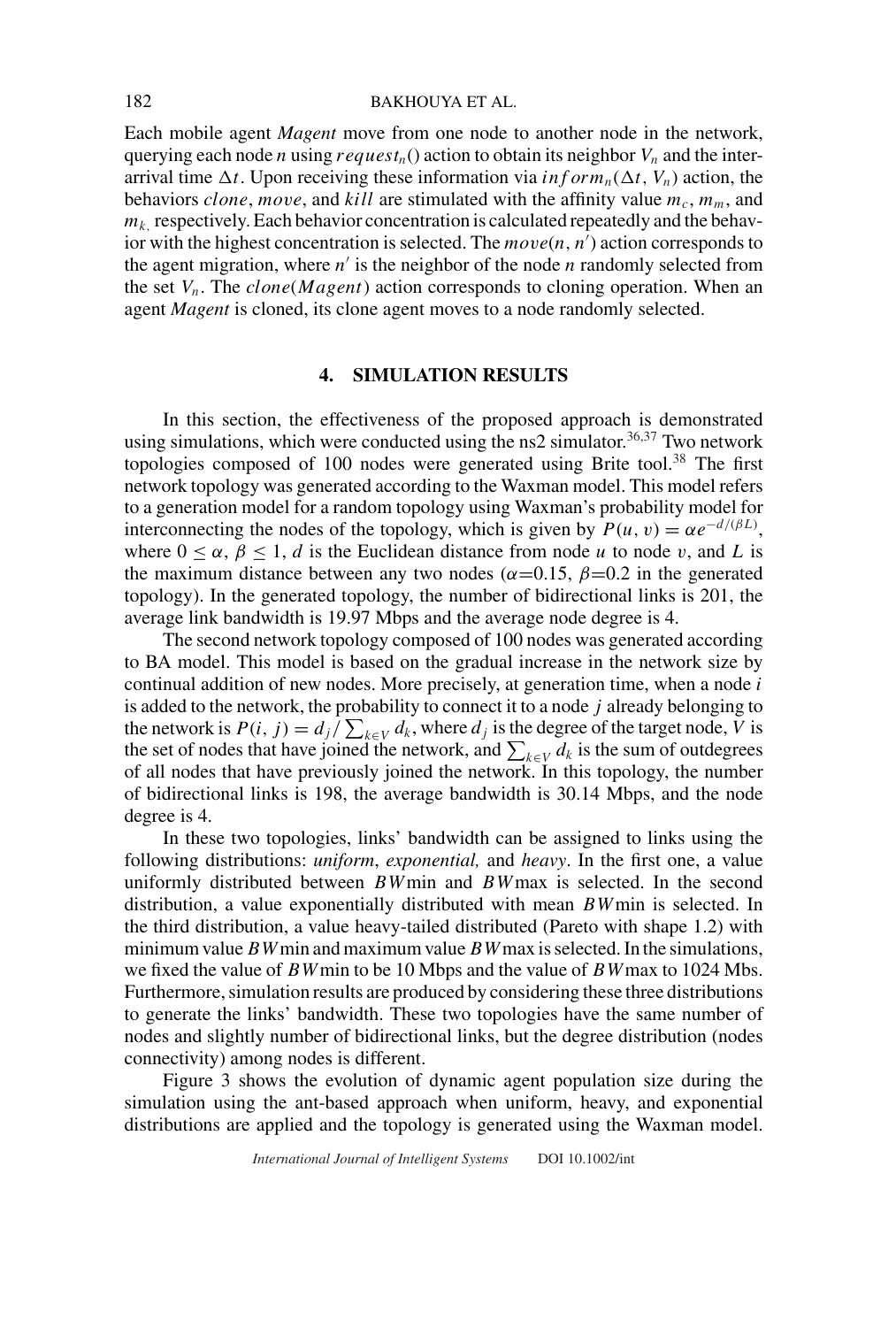Each mobile agent *Magent* move from one node to another node in the network, querying each node *n* using $request_n()$ action to obtain its neighbor $V_n$ and the inter-arrival time $\Delta t$. Upon receiving these information via $inform_n(\Delta t, V_n)$ action, the behaviors *clone*, *move*, and *kill* are stimulated with the affinity value $m_c$, $m_m$, and $m_k$, respectively. Each behavior concentration is calculated repeatedly and the behavior with the highest concentration is selected. The $move(n, n')$ action corresponds to the agent migration, where $n'$ is the neighbor of the node *n* randomly selected from the set $V_n$. The $clone(Magent)$ action corresponds to cloning operation. When an agent *Magent* is cloned, its clone agent moves to a node randomly selected.

## 4. SIMULATION RESULTS

In this section, the effectiveness of the proposed approach is demonstrated using simulations, which were conducted using the ns2 simulator.[36,37] Two network topologies composed of 100 nodes were generated using Brite tool.[38] The first network topology was generated according to the Waxman model. This model refers to a generation model for a random topology using Waxman's probability model for interconnecting the nodes of the topology, which is given by $P(u, v) = \alpha e^{-d/(\beta L)}$, where $0 \leq \alpha$, $\beta \leq 1$, $d$ is the Euclidean distance from node $u$ to node $v$, and $L$ is the maximum distance between any two nodes ($\alpha$=0.15, $\beta$=0.2 in the generated topology). In the generated topology, the number of bidirectional links is 201, the average link bandwidth is 19.97 Mbps and the average node degree is 4.

The second network topology composed of 100 nodes was generated according to BA model. This model is based on the gradual increase in the network size by continual addition of new nodes. More precisely, at generation time, when a node $i$ is added to the network, the probability to connect it to a node $j$ already belonging to the network is $P(i, j) = d_j / \sum_{k \in V} d_k$, where $d_j$ is the degree of the target node, $V$ is the set of nodes that have joined the network, and $\sum_{k \in V} d_k$ is the sum of outdegrees of all nodes that have previously joined the network. In this topology, the number of bidirectional links is 198, the average bandwidth is 30.14 Mbps, and the node degree is 4.

In these two topologies, links' bandwidth can be assigned to links using the following distributions: *uniform*, *exponential,* and *heavy*. In the first one, a value uniformly distributed between $BW$min and $BW$max is selected. In the second distribution, a value exponentially distributed with mean $BW$min is selected. In the third distribution, a value heavy-tailed distributed (Pareto with shape 1.2) with minimum value $BW$min and maximum value $BW$max is selected. In the simulations, we fixed the value of $BW$min to be 10 Mbps and the value of $BW$max to 1024 Mbs. Furthermore, simulation results are produced by considering these three distributions to generate the links' bandwidth. These two topologies have the same number of nodes and slightly number of bidirectional links, but the degree distribution (nodes connectivity) among nodes is different.

Figure 3 shows the evolution of dynamic agent population size during the simulation using the ant-based approach when uniform, heavy, and exponential distributions are applied and the topology is generated using the Waxman model.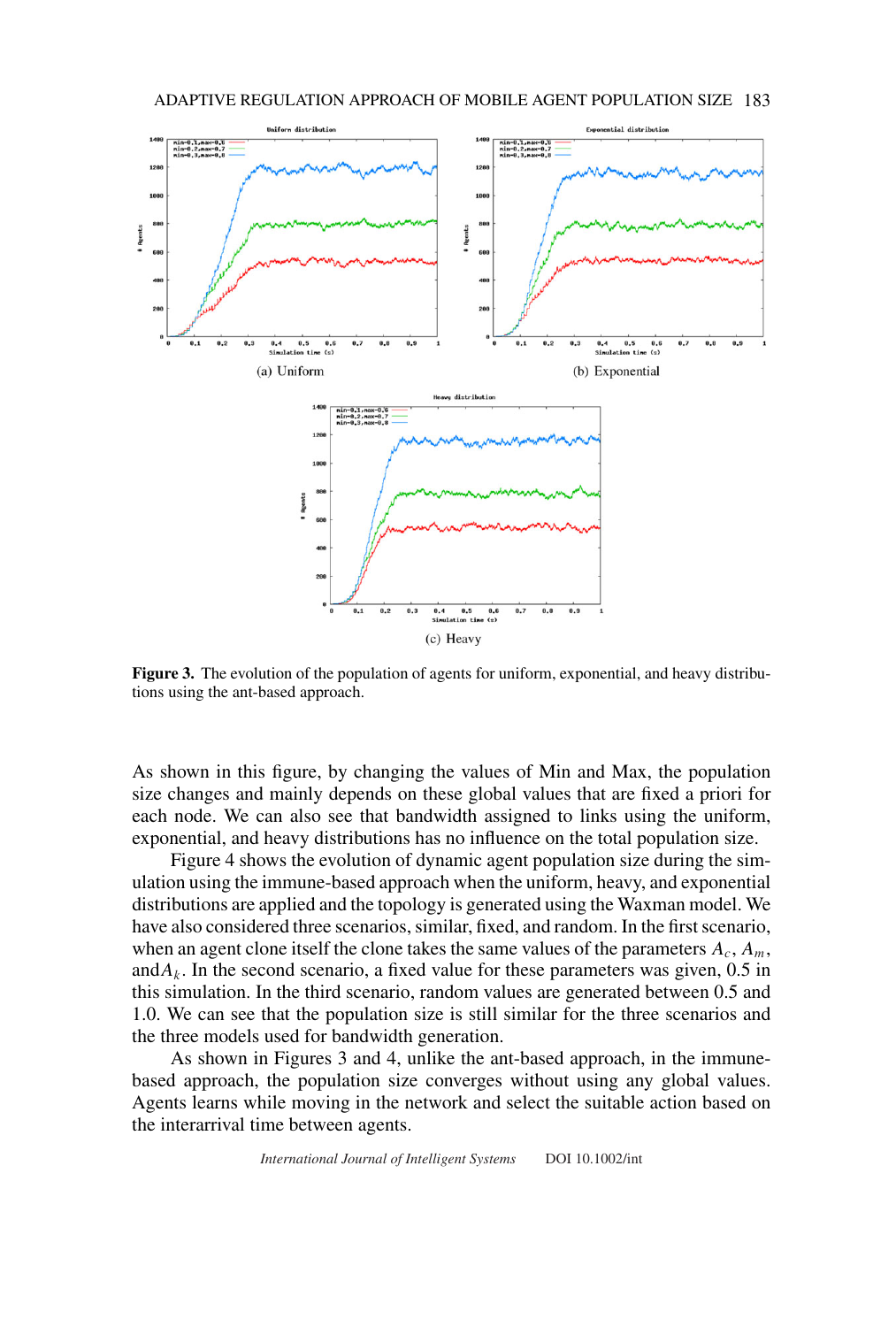(a) Uniform

(b) Exponential

(c) Heavy

**Figure 3.** The evolution of the population of agents for uniform, exponential, and heavy distributions using the ant-based approach.

As shown in this figure, by changing the values of Min and Max, the population size changes and mainly depends on these global values that are fixed a priori for each node. We can also see that bandwidth assigned to links using the uniform, exponential, and heavy distributions has no influence on the total population size.

Figure 4 shows the evolution of dynamic agent population size during the simulation using the immune-based approach when the uniform, heavy, and exponential distributions are applied and the topology is generated using the Waxman model. We have also considered three scenarios, similar, fixed, and random. In the first scenario, when an agent clone itself the clone takes the same values of the parameters $A_c$, $A_m$, and$A_k$. In the second scenario, a fixed value for these parameters was given, 0.5 in this simulation. In the third scenario, random values are generated between 0.5 and 1.0. We can see that the population size is still similar for the three scenarios and the three models used for bandwidth generation.

As shown in Figures 3 and 4, unlike the ant-based approach, in the immune-based approach, the population size converges without using any global values. Agents learns while moving in the network and select the suitable action based on the interarrival time between agents.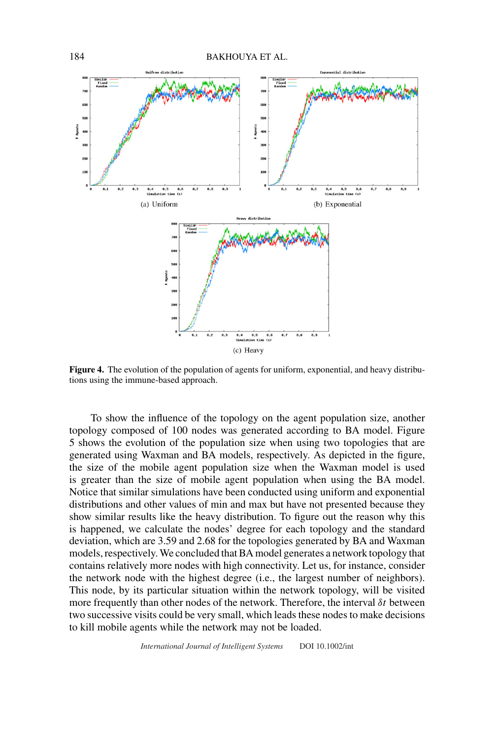(a) Uniform

(b) Exponential

(c) Heavy

**Figure 4.** The evolution of the population of agents for uniform, exponential, and heavy distributions using the immune-based approach.

To show the influence of the topology on the agent population size, another topology composed of 100 nodes was generated according to BA model. Figure 5 shows the evolution of the population size when using two topologies that are generated using Waxman and BA models, respectively. As depicted in the figure, the size of the mobile agent population size when the Waxman model is used is greater than the size of mobile agent population when using the BA model. Notice that similar simulations have been conducted using uniform and exponential distributions and other values of min and max but have not presented because they show similar results like the heavy distribution. To figure out the reason why this is happened, we calculate the nodes' degree for each topology and the standard deviation, which are 3.59 and 2.68 for the topologies generated by BA and Waxman models, respectively. We concluded that BA model generates a network topology that contains relatively more nodes with high connectivity. Let us, for instance, consider the network node with the highest degree (i.e., the largest number of neighbors). This node, by its particular situation within the network topology, will be visited more frequently than other nodes of the network. Therefore, the interval $\delta t$ between two successive visits could be very small, which leads these nodes to make decisions to kill mobile agents while the network may not be loaded.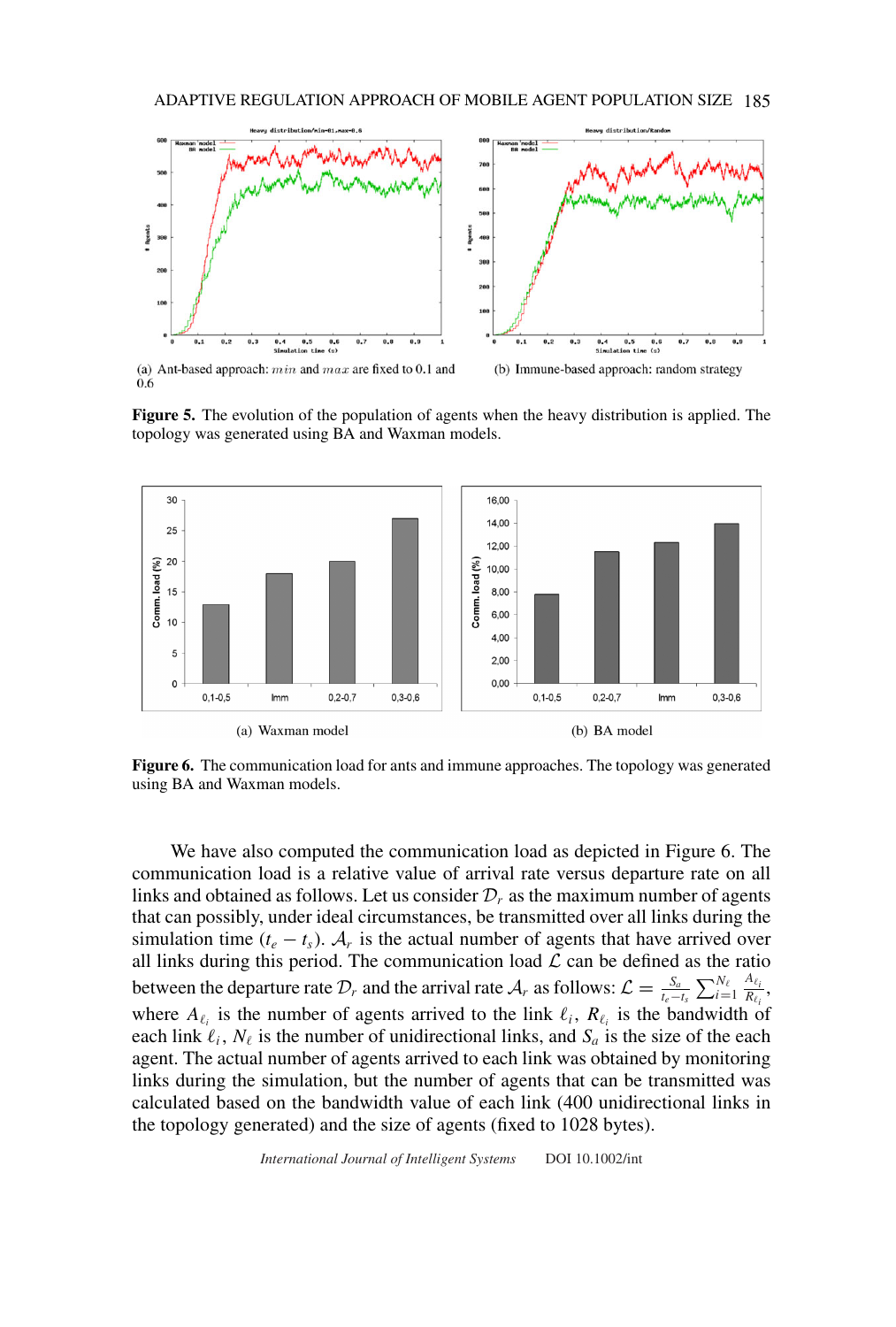(a) Ant-based approach: *min* and *max* are fixed to 0.1 and 0.6

(b) Immune-based approach: random strategy

**Figure 5.** The evolution of the population of agents when the heavy distribution is applied. The topology was generated using BA and Waxman models.

(a) Waxman model

(b) BA model

**Figure 6.** The communication load for ants and immune approaches. The topology was generated using BA and Waxman models.

We have also computed the communication load as depicted in Figure 6. The communication load is a relative value of arrival rate versus departure rate on all links and obtained as follows. Let us consider $\mathcal{D}_r$ as the maximum number of agents that can possibly, under ideal circumstances, be transmitted over all links during the simulation time $(t_e - t_s)$. $\mathcal{A}_r$ is the actual number of agents that have arrived over all links during this period. The communication load $\mathcal{L}$ can be defined as the ratio between the departure rate $\mathcal{D}_r$ and the arrival rate $\mathcal{A}_r$ as follows: $\mathcal{L} = \frac{S_a}{t_e - t_s} \sum_{i=1}^{N_\ell} \frac{A_{\ell_i}}{R_{\ell_i}}$, where $A_{\ell_i}$ is the number of agents arrived to the link $\ell_i$, $R_{\ell_i}$ is the bandwidth of each link $\ell_i$, $N_\ell$ is the number of unidirectional links, and $S_a$ is the size of the each agent. The actual number of agents arrived to each link was obtained by monitoring links during the simulation, but the number of agents that can be transmitted was calculated based on the bandwidth value of each link (400 unidirectional links in the topology generated) and the size of agents (fixed to 1028 bytes).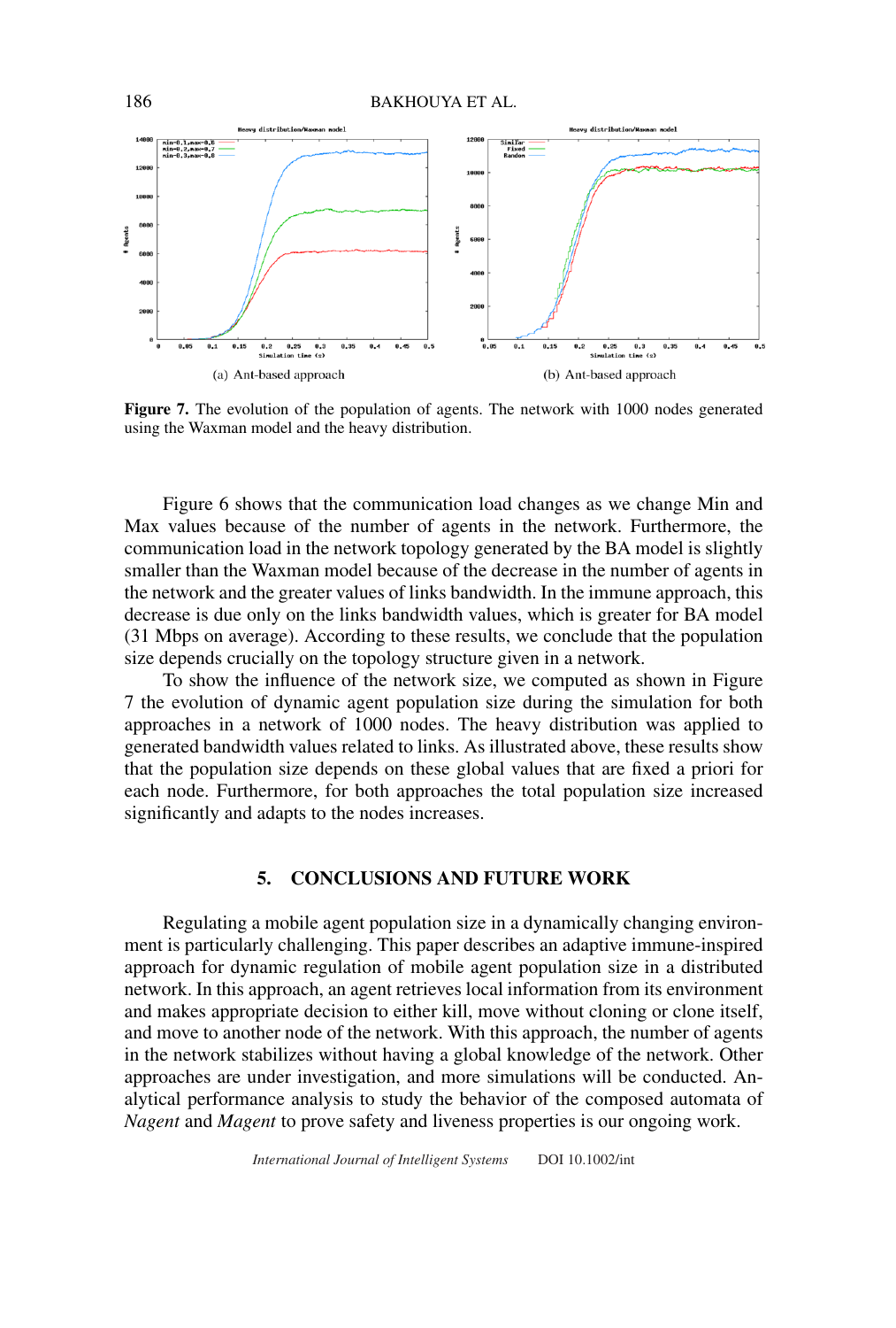(a) Ant-based approach

(b) Ant-based approach

**Figure 7.** The evolution of the population of agents. The network with 1000 nodes generated using the Waxman model and the heavy distribution.

Figure 6 shows that the communication load changes as we change Min and Max values because of the number of agents in the network. Furthermore, the communication load in the network topology generated by the BA model is slightly smaller than the Waxman model because of the decrease in the number of agents in the network and the greater values of links bandwidth. In the immune approach, this decrease is due only on the links bandwidth values, which is greater for BA model (31 Mbps on average). According to these results, we conclude that the population size depends crucially on the topology structure given in a network.

To show the influence of the network size, we computed as shown in Figure 7 the evolution of dynamic agent population size during the simulation for both approaches in a network of 1000 nodes. The heavy distribution was applied to generated bandwidth values related to links. As illustrated above, these results show that the population size depends on these global values that are fixed a priori for each node. Furthermore, for both approaches the total population size increased significantly and adapts to the nodes increases.

## 5. CONCLUSIONS AND FUTURE WORK

Regulating a mobile agent population size in a dynamically changing environment is particularly challenging. This paper describes an adaptive immune-inspired approach for dynamic regulation of mobile agent population size in a distributed network. In this approach, an agent retrieves local information from its environment and makes appropriate decision to either kill, move without cloning or clone itself, and move to another node of the network. With this approach, the number of agents in the network stabilizes without having a global knowledge of the network. Other approaches are under investigation, and more simulations will be conducted. Analytical performance analysis to study the behavior of the composed automata of *Nagent* and *Magent* to prove safety and liveness properties is our ongoing work.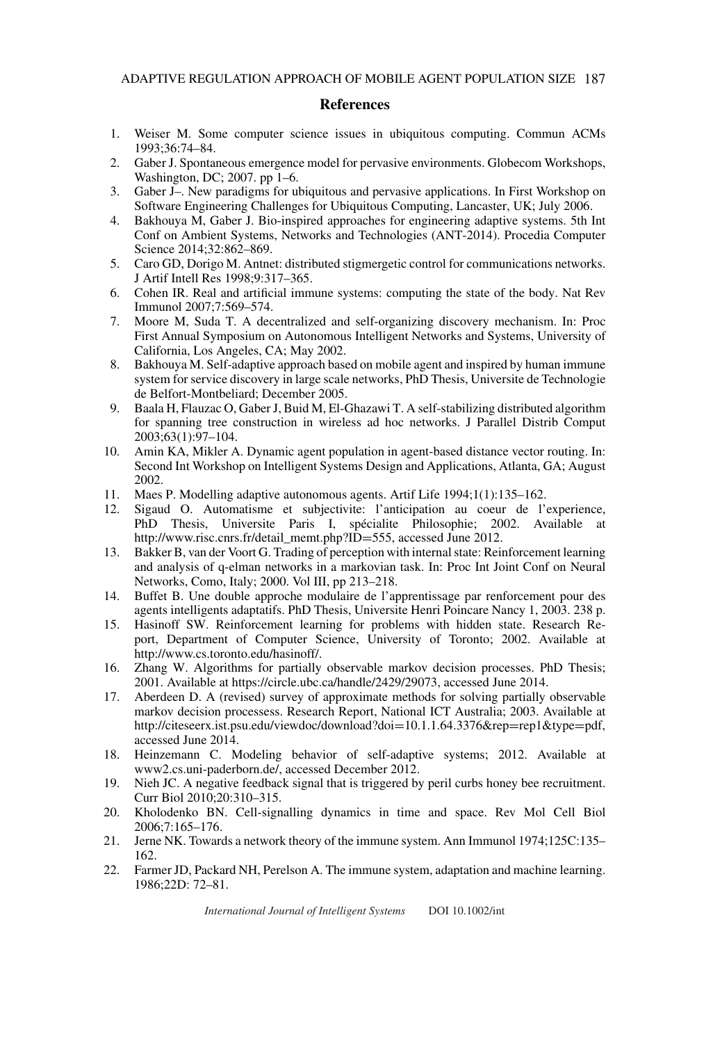## References

1. Weiser M. Some computer science issues in ubiquitous computing. Commun ACMs 1993;36:74–84.
2. Gaber J. Spontaneous emergence model for pervasive environments. Globecom Workshops, Washington, DC; 2007. pp 1–6.
3. Gaber J–. New paradigms for ubiquitous and pervasive applications. In First Workshop on Software Engineering Challenges for Ubiquitous Computing, Lancaster, UK; July 2006.
4. Bakhouya M, Gaber J. Bio-inspired approaches for engineering adaptive systems. 5th Int Conf on Ambient Systems, Networks and Technologies (ANT-2014). Procedia Computer Science 2014;32:862–869.
5. Caro GD, Dorigo M. Antnet: distributed stigmergetic control for communications networks. J Artif Intell Res 1998;9:317–365.
6. Cohen IR. Real and artificial immune systems: computing the state of the body. Nat Rev Immunol 2007;7:569–574.
7. Moore M, Suda T. A decentralized and self-organizing discovery mechanism. In: Proc First Annual Symposium on Autonomous Intelligent Networks and Systems, University of California, Los Angeles, CA; May 2002.
8. Bakhouya M. Self-adaptive approach based on mobile agent and inspired by human immune system for service discovery in large scale networks, PhD Thesis, Universite de Technologie de Belfort-Montbeliard; December 2005.
9. Baala H, Flauzac O, Gaber J, Buid M, El-Ghazawi T. A self-stabilizing distributed algorithm for spanning tree construction in wireless ad hoc networks. J Parallel Distrib Comput 2003;63(1):97–104.
10. Amin KA, Mikler A. Dynamic agent population in agent-based distance vector routing. In: Second Int Workshop on Intelligent Systems Design and Applications, Atlanta, GA; August 2002.
11. Maes P. Modelling adaptive autonomous agents. Artif Life 1994;1(1):135–162.
12. Sigaud O. Automatisme et subjectivite: l'anticipation au coeur de l'experience, PhD Thesis, Universite Paris I, spécialite Philosophie; 2002. Available at http://www.risc.cnrs.fr/detail_memt.php?ID=555, accessed June 2012.
13. Bakker B, van der Voort G. Trading of perception with internal state: Reinforcement learning and analysis of q-elman networks in a markovian task. In: Proc Int Joint Conf on Neural Networks, Como, Italy; 2000. Vol III, pp 213–218.
14. Buffet B. Une double approche modulaire de l'apprentissage par renforcement pour des agents intelligents adaptatifs. PhD Thesis, Universite Henri Poincare Nancy 1, 2003. 238 p.
15. Hasinoff SW. Reinforcement learning for problems with hidden state. Research Report, Department of Computer Science, University of Toronto; 2002. Available at http://www.cs.toronto.edu/hasinoff/.
16. Zhang W. Algorithms for partially observable markov decision processes. PhD Thesis; 2001. Available at https://circle.ubc.ca/handle/2429/29073, accessed June 2014.
17. Aberdeen D. A (revised) survey of approximate methods for solving partially observable markov decision processess. Research Report, National ICT Australia; 2003. Available at http://citeseerx.ist.psu.edu/viewdoc/download?doi=10.1.1.64.3376&rep=rep1&type=pdf, accessed June 2014.
18. Heinzemann C. Modeling behavior of self-adaptive systems; 2012. Available at www2.cs.uni-paderborn.de/, accessed December 2012.
19. Nieh JC. A negative feedback signal that is triggered by peril curbs honey bee recruitment. Curr Biol 2010;20:310–315.
20. Kholodenko BN. Cell-signalling dynamics in time and space. Rev Mol Cell Biol 2006;7:165–176.
21. Jerne NK. Towards a network theory of the immune system. Ann Immunol 1974;125C:135–162.
22. Farmer JD, Packard NH, Perelson A. The immune system, adaptation and machine learning. 1986;22D: 72–81.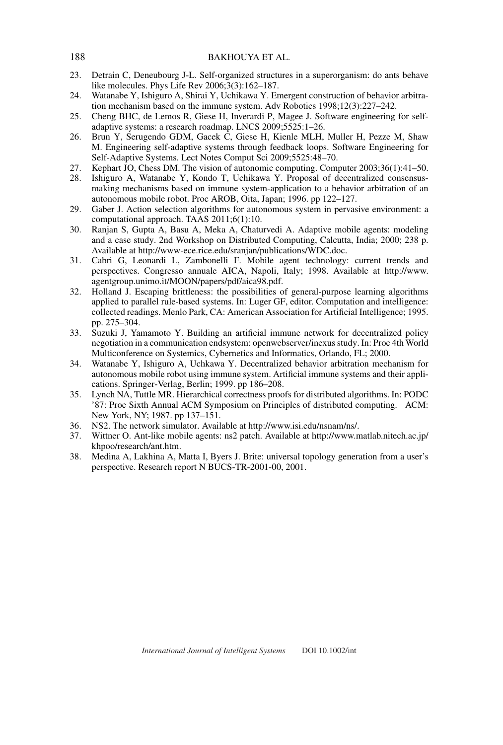23. Detrain C, Deneubourg J-L. Self-organized structures in a superorganism: do ants behave like molecules. Phys Life Rev 2006;3(3):162–187.
24. Watanabe Y, Ishiguro A, Shirai Y, Uchikawa Y. Emergent construction of behavior arbitration mechanism based on the immune system. Adv Robotics 1998;12(3):227–242.
25. Cheng BHC, de Lemos R, Giese H, Inverardi P, Magee J. Software engineering for self-adaptive systems: a research roadmap. LNCS 2009;5525:1–26.
26. Brun Y, Serugendo GDM, Gacek C, Giese H, Kienle MLH, Muller H, Pezze M, Shaw M. Engineering self-adaptive systems through feedback loops. Software Engineering for Self-Adaptive Systems. Lect Notes Comput Sci 2009;5525:48–70.
27. Kephart JO, Chess DM. The vision of autonomic computing. Computer 2003;36(1):41–50.
28. Ishiguro A, Watanabe Y, Kondo T, Uchikawa Y. Proposal of decentralized consensus-making mechanisms based on immune system-application to a behavior arbitration of an autonomous mobile robot. Proc AROB, Oita, Japan; 1996. pp 122–127.
29. Gaber J. Action selection algorithms for autonomous system in pervasive environment: a computational approach. TAAS 2011;6(1):10.
30. Ranjan S, Gupta A, Basu A, Meka A, Chaturvedi A. Adaptive mobile agents: modeling and a case study. 2nd Workshop on Distributed Computing, Calcutta, India; 2000; 238 p. Available at http://www-ece.rice.edu/sranjan/publications/WDC.doc.
31. Cabri G, Leonardi L, Zambonelli F. Mobile agent technology: current trends and perspectives. Congresso annuale AICA, Napoli, Italy; 1998. Available at http://www.agentgroup.unimo.it/MOON/papers/pdf/aica98.pdf.
32. Holland J. Escaping brittleness: the possibilities of general-purpose learning algorithms applied to parallel rule-based systems. In: Luger GF, editor. Computation and intelligence: collected readings. Menlo Park, CA: American Association for Artificial Intelligence; 1995. pp. 275–304.
33. Suzuki J, Yamamoto Y. Building an artificial immune network for decentralized policy negotiation in a communication endsystem: openwebserver/inexus study. In: Proc 4th World Multiconference on Systemics, Cybernetics and Informatics, Orlando, FL; 2000.
34. Watanabe Y, Ishiguro A, Uchkawa Y. Decentralized behavior arbitration mechanism for autonomous mobile robot using immune system. Artificial immune systems and their applications. Springer-Verlag, Berlin; 1999. pp 186–208.
35. Lynch NA, Tuttle MR. Hierarchical correctness proofs for distributed algorithms. In: PODC '87: Proc Sixth Annual ACM Symposium on Principles of distributed computing. ACM: New York, NY; 1987. pp 137–151.
36. NS2. The network simulator. Available at http://www.isi.edu/nsnam/ns/.
37. Wittner O. Ant-like mobile agents: ns2 patch. Available at http://www.matlab.nitech.ac.jp/khpoo/research/ant.htm.
38. Medina A, Lakhina A, Matta I, Byers J. Brite: universal topology generation from a user's perspective. Research report N BUCS-TR-2001-00, 2001.